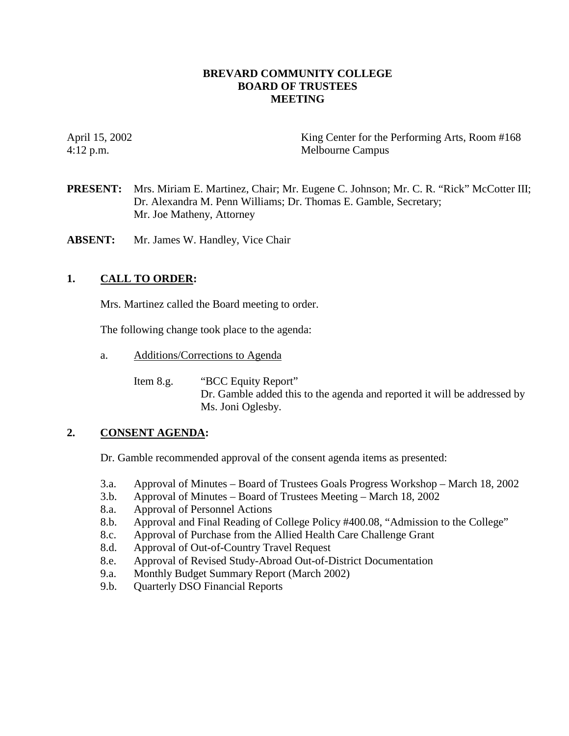# BREVARD COMMUNITY COLLEGE
# BOARD OF TRUSTEES
# MEETING

April 15, 2002
4:12 p.m.

King Center for the Performing Arts, Room #168
Melbourne Campus

**PRESENT:** Mrs. Miriam E. Martinez, Chair; Mr. Eugene C. Johnson; Mr. C. R. "Rick" McCotter III; Dr. Alexandra M. Penn Williams; Dr. Thomas E. Gamble, Secretary; Mr. Joe Matheny, Attorney

**ABSENT:** Mr. James W. Handley, Vice Chair

## 1. CALL TO ORDER:

Mrs. Martinez called the Board meeting to order.

The following change took place to the agenda:

a. Additions/Corrections to Agenda

Item 8.g. "BCC Equity Report"
Dr. Gamble added this to the agenda and reported it will be addressed by Ms. Joni Oglesby.

## 2. CONSENT AGENDA:

Dr. Gamble recommended approval of the consent agenda items as presented:

- 3.a. Approval of Minutes – Board of Trustees Goals Progress Workshop – March 18, 2002
- 3.b. Approval of Minutes – Board of Trustees Meeting – March 18, 2002
- 8.a. Approval of Personnel Actions
- 8.b. Approval and Final Reading of College Policy #400.08, "Admission to the College"
- 8.c. Approval of Purchase from the Allied Health Care Challenge Grant
- 8.d. Approval of Out-of-Country Travel Request
- 8.e. Approval of Revised Study-Abroad Out-of-District Documentation
- 9.a. Monthly Budget Summary Report (March 2002)
- 9.b. Quarterly DSO Financial Reports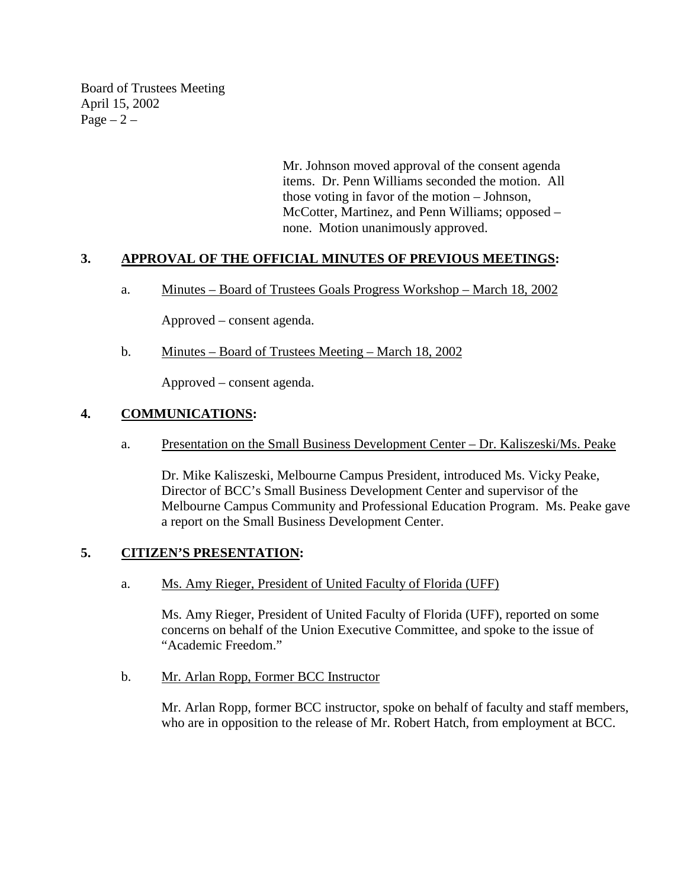Mr. Johnson moved approval of the consent agenda items. Dr. Penn Williams seconded the motion. All those voting in favor of the motion – Johnson, McCotter, Martinez, and Penn Williams; opposed – none. Motion unanimously approved.

## 3. APPROVAL OF THE OFFICIAL MINUTES OF PREVIOUS MEETINGS:

a. Minutes – Board of Trustees Goals Progress Workshop – March 18, 2002

Approved – consent agenda.

b. Minutes – Board of Trustees Meeting – March 18, 2002

Approved – consent agenda.

## 4. COMMUNICATIONS:

a. Presentation on the Small Business Development Center – Dr. Kaliszeski/Ms. Peake

Dr. Mike Kaliszeski, Melbourne Campus President, introduced Ms. Vicky Peake, Director of BCC's Small Business Development Center and supervisor of the Melbourne Campus Community and Professional Education Program. Ms. Peake gave a report on the Small Business Development Center.

## 5. CITIZEN'S PRESENTATION:

a. Ms. Amy Rieger, President of United Faculty of Florida (UFF)

Ms. Amy Rieger, President of United Faculty of Florida (UFF), reported on some concerns on behalf of the Union Executive Committee, and spoke to the issue of "Academic Freedom."

b. Mr. Arlan Ropp, Former BCC Instructor

Mr. Arlan Ropp, former BCC instructor, spoke on behalf of faculty and staff members, who are in opposition to the release of Mr. Robert Hatch, from employment at BCC.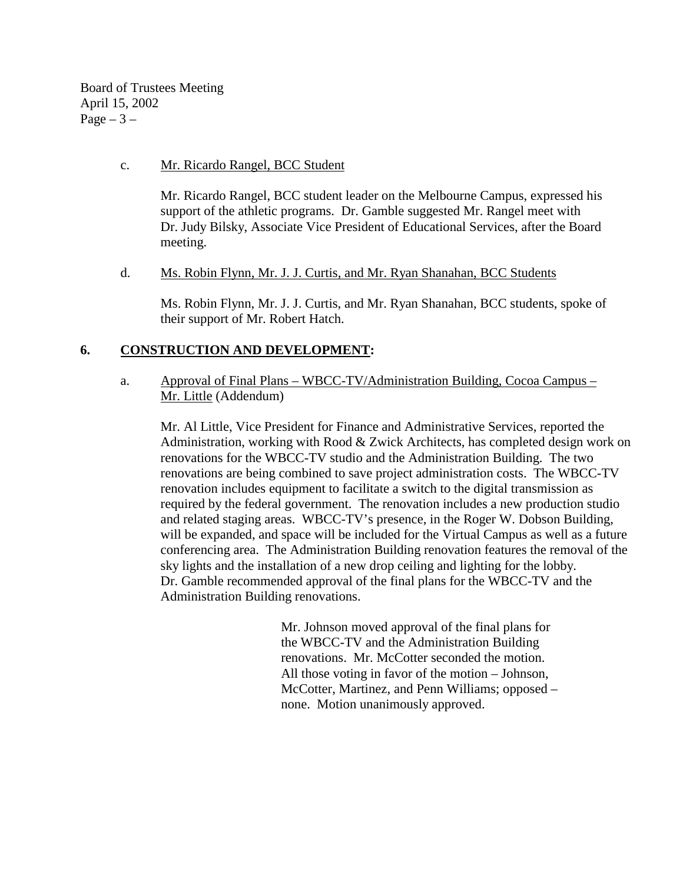c. <u>Mr. Ricardo Rangel, BCC Student</u>

Mr. Ricardo Rangel, BCC student leader on the Melbourne Campus, expressed his support of the athletic programs. Dr. Gamble suggested Mr. Rangel meet with Dr. Judy Bilsky, Associate Vice President of Educational Services, after the Board meeting.

d. <u>Ms. Robin Flynn, Mr. J. J. Curtis, and Mr. Ryan Shanahan, BCC Students</u>

Ms. Robin Flynn, Mr. J. J. Curtis, and Mr. Ryan Shanahan, BCC students, spoke of their support of Mr. Robert Hatch.

## 6. <u>CONSTRUCTION AND DEVELOPMENT</u>:

a. <u>Approval of Final Plans – WBCC-TV/Administration Building, Cocoa Campus – Mr. Little</u> (Addendum)

Mr. Al Little, Vice President for Finance and Administrative Services, reported the Administration, working with Rood & Zwick Architects, has completed design work on renovations for the WBCC-TV studio and the Administration Building. The two renovations are being combined to save project administration costs. The WBCC-TV renovation includes equipment to facilitate a switch to the digital transmission as required by the federal government. The renovation includes a new production studio and related staging areas. WBCC-TV's presence, in the Roger W. Dobson Building, will be expanded, and space will be included for the Virtual Campus as well as a future conferencing area. The Administration Building renovation features the removal of the sky lights and the installation of a new drop ceiling and lighting for the lobby. Dr. Gamble recommended approval of the final plans for the WBCC-TV and the Administration Building renovations.

> Mr. Johnson moved approval of the final plans for the WBCC-TV and the Administration Building renovations. Mr. McCotter seconded the motion. All those voting in favor of the motion – Johnson, McCotter, Martinez, and Penn Williams; opposed – none. Motion unanimously approved.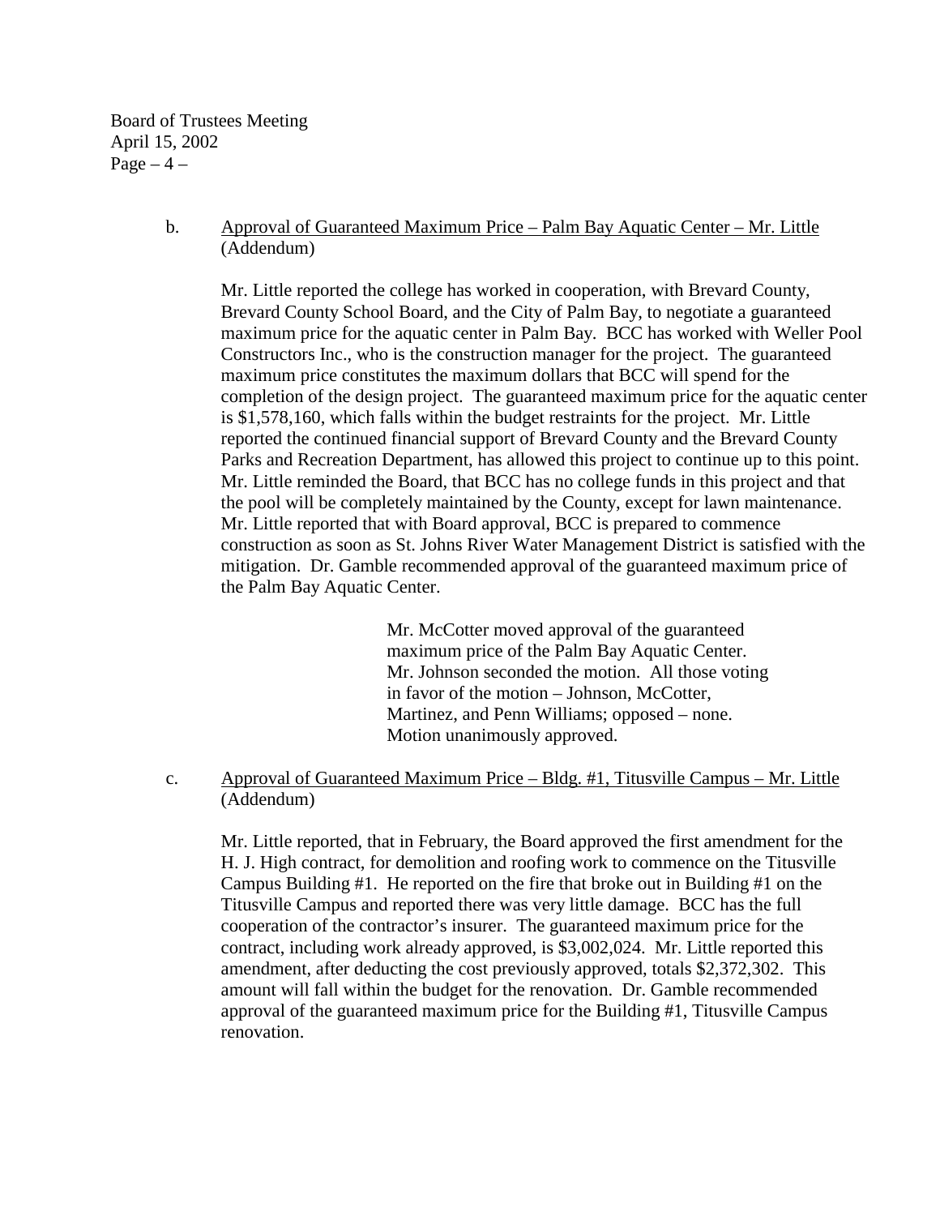b. <u>Approval of Guaranteed Maximum Price – Palm Bay Aquatic Center – Mr. Little</u> (Addendum)

Mr. Little reported the college has worked in cooperation, with Brevard County, Brevard County School Board, and the City of Palm Bay, to negotiate a guaranteed maximum price for the aquatic center in Palm Bay. BCC has worked with Weller Pool Constructors Inc., who is the construction manager for the project. The guaranteed maximum price constitutes the maximum dollars that BCC will spend for the completion of the design project. The guaranteed maximum price for the aquatic center is $1,578,160, which falls within the budget restraints for the project. Mr. Little reported the continued financial support of Brevard County and the Brevard County Parks and Recreation Department, has allowed this project to continue up to this point. Mr. Little reminded the Board, that BCC has no college funds in this project and that the pool will be completely maintained by the County, except for lawn maintenance. Mr. Little reported that with Board approval, BCC is prepared to commence construction as soon as St. Johns River Water Management District is satisfied with the mitigation. Dr. Gamble recommended approval of the guaranteed maximum price of the Palm Bay Aquatic Center.

> Mr. McCotter moved approval of the guaranteed maximum price of the Palm Bay Aquatic Center. Mr. Johnson seconded the motion. All those voting in favor of the motion – Johnson, McCotter, Martinez, and Penn Williams; opposed – none. Motion unanimously approved.

c. <u>Approval of Guaranteed Maximum Price – Bldg. #1, Titusville Campus – Mr. Little</u> (Addendum)

Mr. Little reported, that in February, the Board approved the first amendment for the H. J. High contract, for demolition and roofing work to commence on the Titusville Campus Building #1. He reported on the fire that broke out in Building #1 on the Titusville Campus and reported there was very little damage. BCC has the full cooperation of the contractor's insurer. The guaranteed maximum price for the contract, including work already approved, is $3,002,024. Mr. Little reported this amendment, after deducting the cost previously approved, totals $2,372,302. This amount will fall within the budget for the renovation. Dr. Gamble recommended approval of the guaranteed maximum price for the Building #1, Titusville Campus renovation.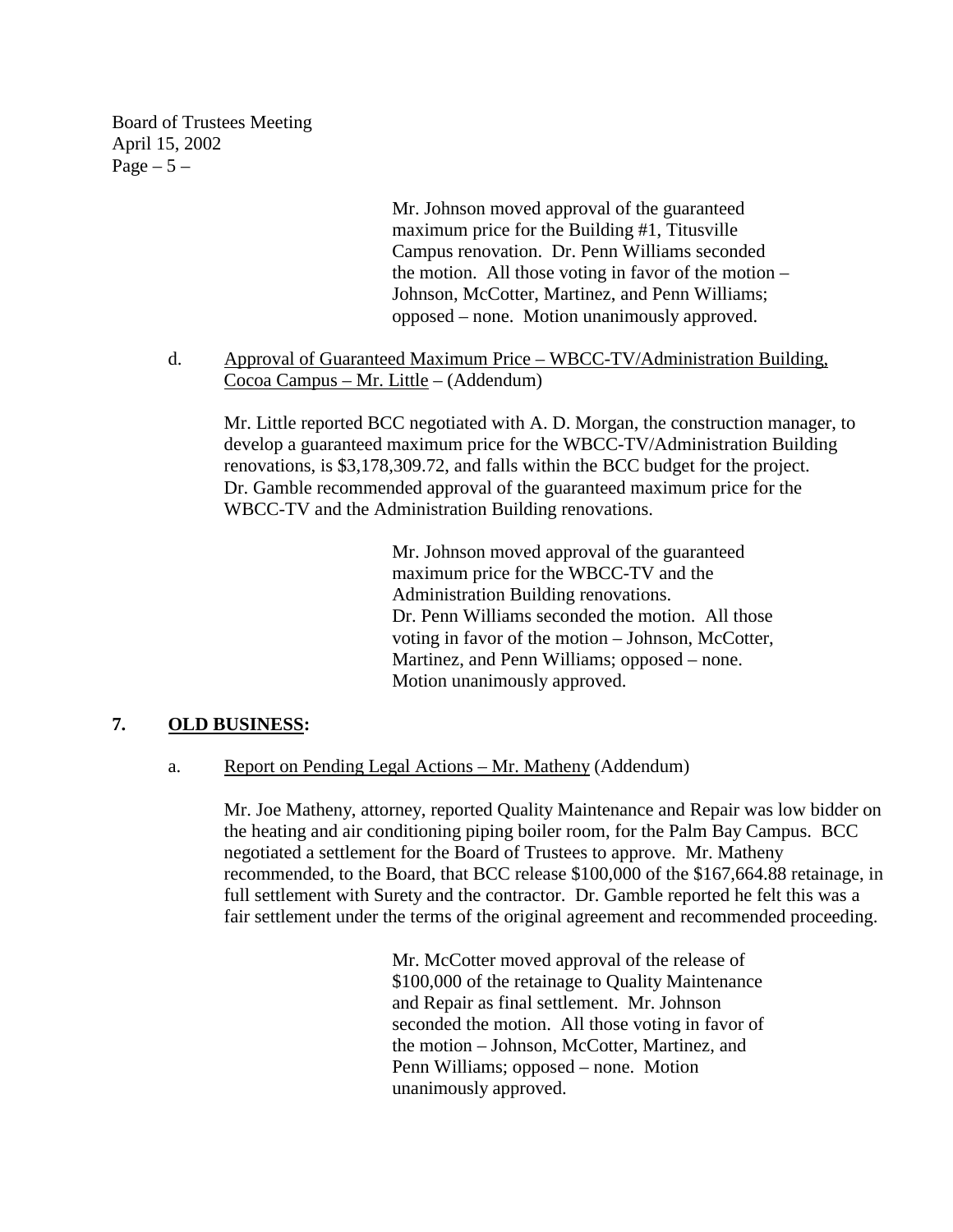Mr. Johnson moved approval of the guaranteed maximum price for the Building #1, Titusville Campus renovation. Dr. Penn Williams seconded the motion. All those voting in favor of the motion – Johnson, McCotter, Martinez, and Penn Williams; opposed – none. Motion unanimously approved.

d. Approval of Guaranteed Maximum Price – WBCC-TV/Administration Building, Cocoa Campus – Mr. Little – (Addendum)

Mr. Little reported BCC negotiated with A. D. Morgan, the construction manager, to develop a guaranteed maximum price for the WBCC-TV/Administration Building renovations, is $3,178,309.72, and falls within the BCC budget for the project. Dr. Gamble recommended approval of the guaranteed maximum price for the WBCC-TV and the Administration Building renovations.

Mr. Johnson moved approval of the guaranteed maximum price for the WBCC-TV and the Administration Building renovations. Dr. Penn Williams seconded the motion. All those voting in favor of the motion – Johnson, McCotter, Martinez, and Penn Williams; opposed – none. Motion unanimously approved.

## 7. OLD BUSINESS:

a. Report on Pending Legal Actions – Mr. Matheny (Addendum)

Mr. Joe Matheny, attorney, reported Quality Maintenance and Repair was low bidder on the heating and air conditioning piping boiler room, for the Palm Bay Campus. BCC negotiated a settlement for the Board of Trustees to approve. Mr. Matheny recommended, to the Board, that BCC release $100,000 of the $167,664.88 retainage, in full settlement with Surety and the contractor. Dr. Gamble reported he felt this was a fair settlement under the terms of the original agreement and recommended proceeding.

Mr. McCotter moved approval of the release of $100,000 of the retainage to Quality Maintenance and Repair as final settlement. Mr. Johnson seconded the motion. All those voting in favor of the motion – Johnson, McCotter, Martinez, and Penn Williams; opposed – none. Motion unanimously approved.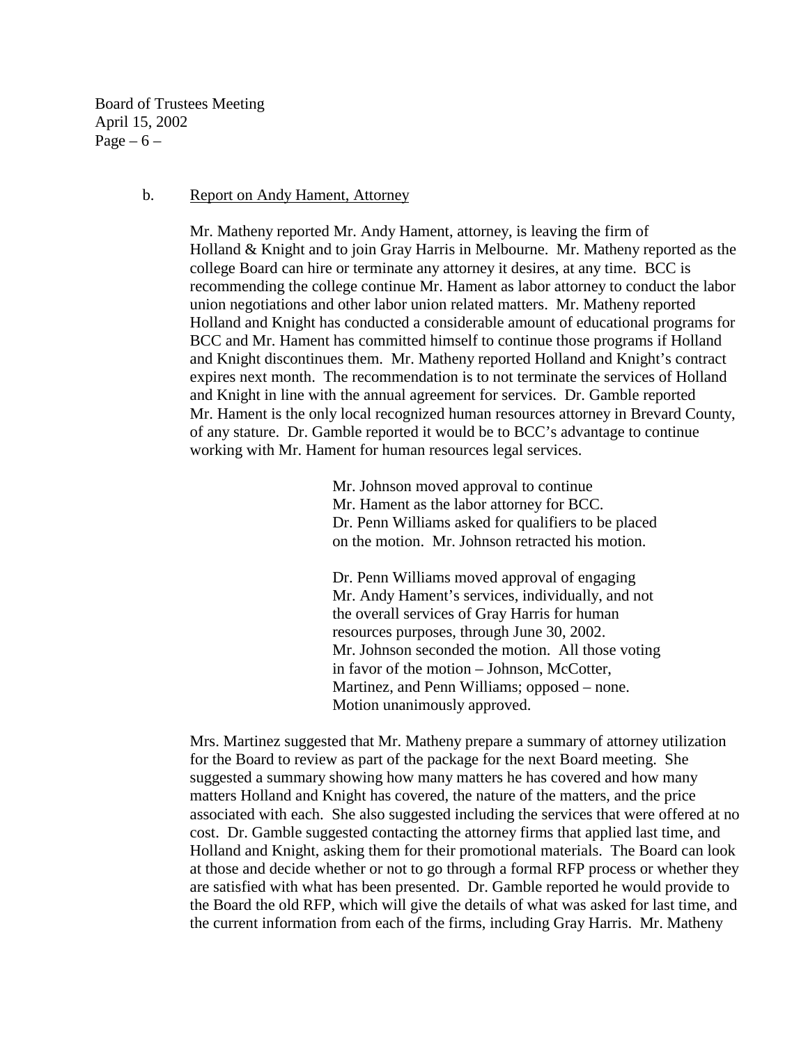b. Report on Andy Hament, Attorney

Mr. Matheny reported Mr. Andy Hament, attorney, is leaving the firm of Holland & Knight and to join Gray Harris in Melbourne. Mr. Matheny reported as the college Board can hire or terminate any attorney it desires, at any time. BCC is recommending the college continue Mr. Hament as labor attorney to conduct the labor union negotiations and other labor union related matters. Mr. Matheny reported Holland and Knight has conducted a considerable amount of educational programs for BCC and Mr. Hament has committed himself to continue those programs if Holland and Knight discontinues them. Mr. Matheny reported Holland and Knight's contract expires next month. The recommendation is to not terminate the services of Holland and Knight in line with the annual agreement for services. Dr. Gamble reported Mr. Hament is the only local recognized human resources attorney in Brevard County, of any stature. Dr. Gamble reported it would be to BCC's advantage to continue working with Mr. Hament for human resources legal services.

> Mr. Johnson moved approval to continue Mr. Hament as the labor attorney for BCC. Dr. Penn Williams asked for qualifiers to be placed on the motion. Mr. Johnson retracted his motion.
>
> Dr. Penn Williams moved approval of engaging Mr. Andy Hament's services, individually, and not the overall services of Gray Harris for human resources purposes, through June 30, 2002. Mr. Johnson seconded the motion. All those voting in favor of the motion – Johnson, McCotter, Martinez, and Penn Williams; opposed – none. Motion unanimously approved.

Mrs. Martinez suggested that Mr. Matheny prepare a summary of attorney utilization for the Board to review as part of the package for the next Board meeting. She suggested a summary showing how many matters he has covered and how many matters Holland and Knight has covered, the nature of the matters, and the price associated with each. She also suggested including the services that were offered at no cost. Dr. Gamble suggested contacting the attorney firms that applied last time, and Holland and Knight, asking them for their promotional materials. The Board can look at those and decide whether or not to go through a formal RFP process or whether they are satisfied with what has been presented. Dr. Gamble reported he would provide to the Board the old RFP, which will give the details of what was asked for last time, and the current information from each of the firms, including Gray Harris. Mr. Matheny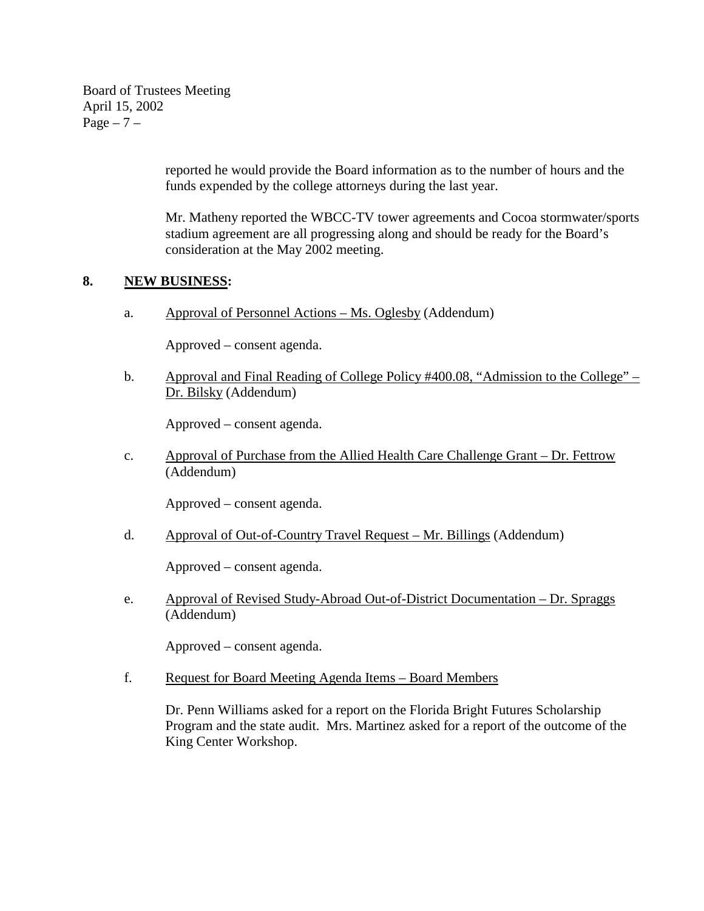reported he would provide the Board information as to the number of hours and the funds expended by the college attorneys during the last year.

Mr. Matheny reported the WBCC-TV tower agreements and Cocoa stormwater/sports stadium agreement are all progressing along and should be ready for the Board's consideration at the May 2002 meeting.

**8. NEW BUSINESS:**

a. Approval of Personnel Actions – Ms. Oglesby (Addendum)

Approved – consent agenda.

b. Approval and Final Reading of College Policy #400.08, "Admission to the College" – Dr. Bilsky (Addendum)

Approved – consent agenda.

c. Approval of Purchase from the Allied Health Care Challenge Grant – Dr. Fettrow (Addendum)

Approved – consent agenda.

d. Approval of Out-of-Country Travel Request – Mr. Billings (Addendum)

Approved – consent agenda.

e. Approval of Revised Study-Abroad Out-of-District Documentation – Dr. Spraggs (Addendum)

Approved – consent agenda.

f. Request for Board Meeting Agenda Items – Board Members

Dr. Penn Williams asked for a report on the Florida Bright Futures Scholarship Program and the state audit. Mrs. Martinez asked for a report of the outcome of the King Center Workshop.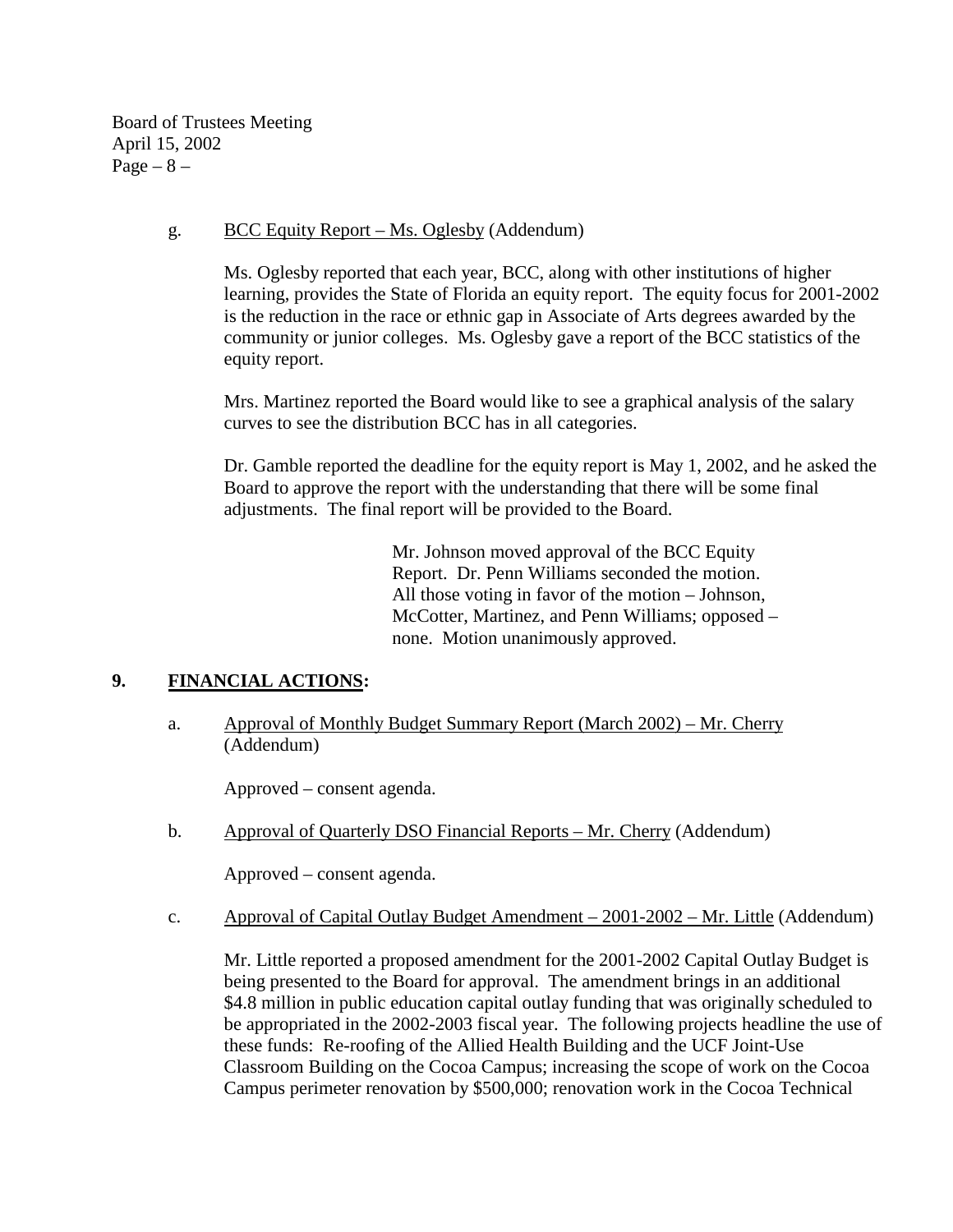g. <u>BCC Equity Report – Ms. Oglesby</u> (Addendum)

Ms. Oglesby reported that each year, BCC, along with other institutions of higher learning, provides the State of Florida an equity report. The equity focus for 2001-2002 is the reduction in the race or ethnic gap in Associate of Arts degrees awarded by the community or junior colleges. Ms. Oglesby gave a report of the BCC statistics of the equity report.

Mrs. Martinez reported the Board would like to see a graphical analysis of the salary curves to see the distribution BCC has in all categories.

Dr. Gamble reported the deadline for the equity report is May 1, 2002, and he asked the Board to approve the report with the understanding that there will be some final adjustments. The final report will be provided to the Board.

> Mr. Johnson moved approval of the BCC Equity Report. Dr. Penn Williams seconded the motion. All those voting in favor of the motion – Johnson, McCotter, Martinez, and Penn Williams; opposed – none. Motion unanimously approved.

## 9. <u>FINANCIAL ACTIONS</u>:

a. <u>Approval of Monthly Budget Summary Report (March 2002) – Mr. Cherry</u> (Addendum)

Approved – consent agenda.

b. <u>Approval of Quarterly DSO Financial Reports – Mr. Cherry</u> (Addendum)

Approved – consent agenda.

c. <u>Approval of Capital Outlay Budget Amendment – 2001-2002 – Mr. Little</u> (Addendum)

Mr. Little reported a proposed amendment for the 2001-2002 Capital Outlay Budget is being presented to the Board for approval. The amendment brings in an additional \$4.8 million in public education capital outlay funding that was originally scheduled to be appropriated in the 2002-2003 fiscal year. The following projects headline the use of these funds: Re-roofing of the Allied Health Building and the UCF Joint-Use Classroom Building on the Cocoa Campus; increasing the scope of work on the Cocoa Campus perimeter renovation by \$500,000; renovation work in the Cocoa Technical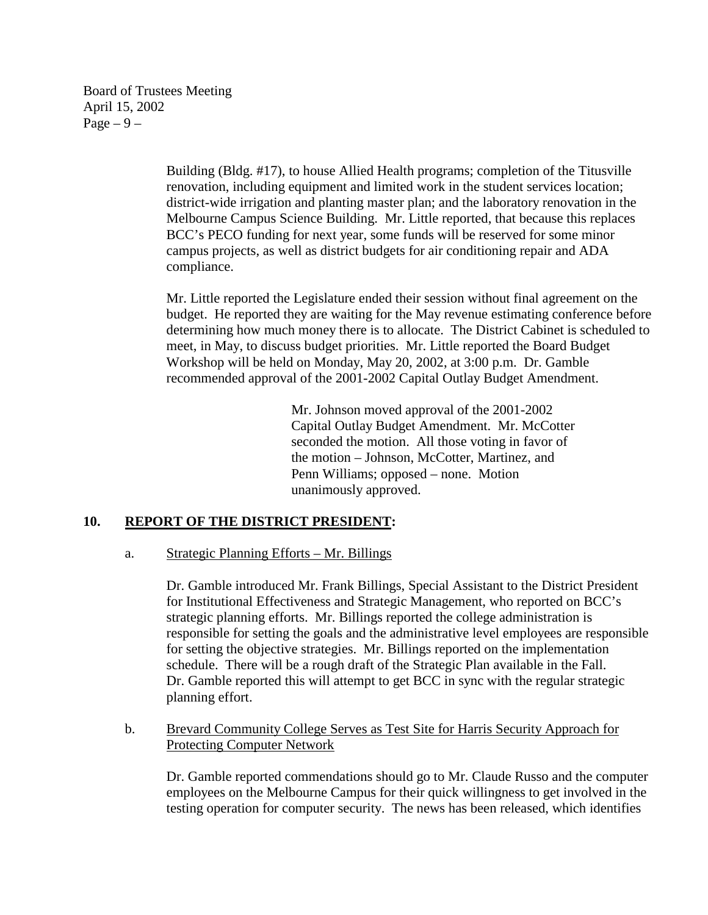Building (Bldg. #17), to house Allied Health programs; completion of the Titusville renovation, including equipment and limited work in the student services location; district-wide irrigation and planting master plan; and the laboratory renovation in the Melbourne Campus Science Building. Mr. Little reported, that because this replaces BCC's PECO funding for next year, some funds will be reserved for some minor campus projects, as well as district budgets for air conditioning repair and ADA compliance.

Mr. Little reported the Legislature ended their session without final agreement on the budget. He reported they are waiting for the May revenue estimating conference before determining how much money there is to allocate. The District Cabinet is scheduled to meet, in May, to discuss budget priorities. Mr. Little reported the Board Budget Workshop will be held on Monday, May 20, 2002, at 3:00 p.m. Dr. Gamble recommended approval of the 2001-2002 Capital Outlay Budget Amendment.

> Mr. Johnson moved approval of the 2001-2002 Capital Outlay Budget Amendment. Mr. McCotter seconded the motion. All those voting in favor of the motion – Johnson, McCotter, Martinez, and Penn Williams; opposed – none. Motion unanimously approved.

## 10. <u>REPORT OF THE DISTRICT PRESIDENT</u>:

a. <u>Strategic Planning Efforts – Mr. Billings</u>

Dr. Gamble introduced Mr. Frank Billings, Special Assistant to the District President for Institutional Effectiveness and Strategic Management, who reported on BCC's strategic planning efforts. Mr. Billings reported the college administration is responsible for setting the goals and the administrative level employees are responsible for setting the objective strategies. Mr. Billings reported on the implementation schedule. There will be a rough draft of the Strategic Plan available in the Fall. Dr. Gamble reported this will attempt to get BCC in sync with the regular strategic planning effort.

b. <u>Brevard Community College Serves as Test Site for Harris Security Approach for Protecting Computer Network</u>

Dr. Gamble reported commendations should go to Mr. Claude Russo and the computer employees on the Melbourne Campus for their quick willingness to get involved in the testing operation for computer security. The news has been released, which identifies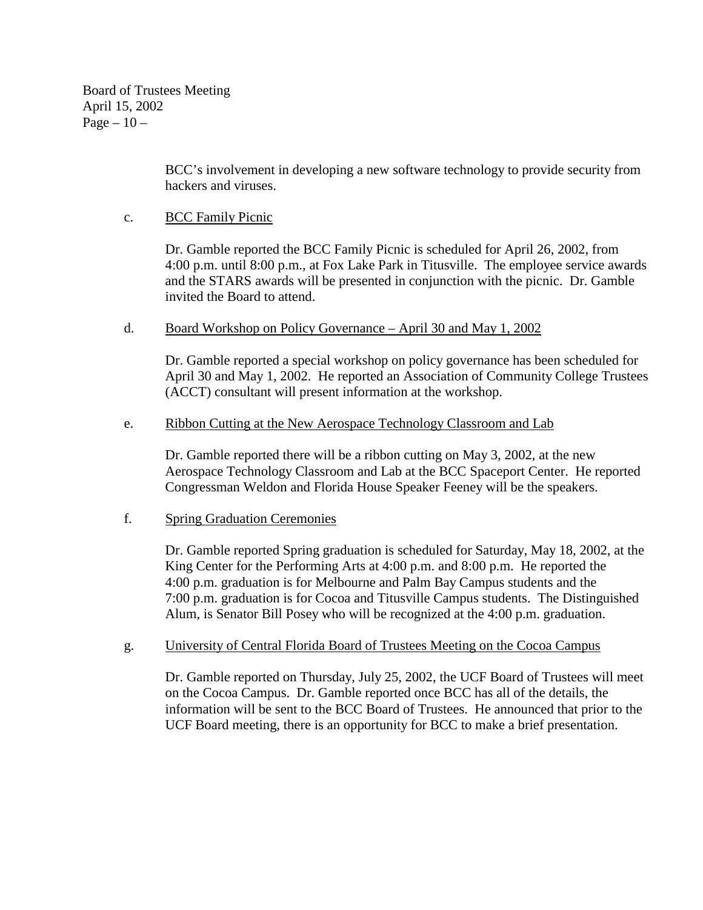BCC's involvement in developing a new software technology to provide security from hackers and viruses.

c. BCC Family Picnic

Dr. Gamble reported the BCC Family Picnic is scheduled for April 26, 2002, from 4:00 p.m. until 8:00 p.m., at Fox Lake Park in Titusville. The employee service awards and the STARS awards will be presented in conjunction with the picnic. Dr. Gamble invited the Board to attend.

d. Board Workshop on Policy Governance – April 30 and May 1, 2002

Dr. Gamble reported a special workshop on policy governance has been scheduled for April 30 and May 1, 2002. He reported an Association of Community College Trustees (ACCT) consultant will present information at the workshop.

e. Ribbon Cutting at the New Aerospace Technology Classroom and Lab

Dr. Gamble reported there will be a ribbon cutting on May 3, 2002, at the new Aerospace Technology Classroom and Lab at the BCC Spaceport Center. He reported Congressman Weldon and Florida House Speaker Feeney will be the speakers.

f. Spring Graduation Ceremonies

Dr. Gamble reported Spring graduation is scheduled for Saturday, May 18, 2002, at the King Center for the Performing Arts at 4:00 p.m. and 8:00 p.m. He reported the 4:00 p.m. graduation is for Melbourne and Palm Bay Campus students and the 7:00 p.m. graduation is for Cocoa and Titusville Campus students. The Distinguished Alum, is Senator Bill Posey who will be recognized at the 4:00 p.m. graduation.

g. University of Central Florida Board of Trustees Meeting on the Cocoa Campus

Dr. Gamble reported on Thursday, July 25, 2002, the UCF Board of Trustees will meet on the Cocoa Campus. Dr. Gamble reported once BCC has all of the details, the information will be sent to the BCC Board of Trustees. He announced that prior to the UCF Board meeting, there is an opportunity for BCC to make a brief presentation.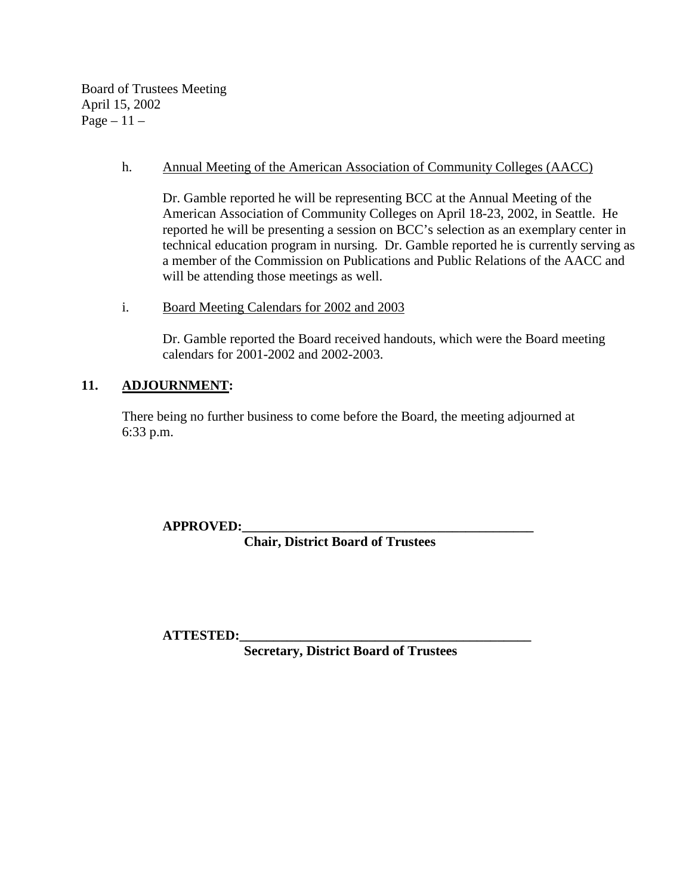h. Annual Meeting of the American Association of Community Colleges (AACC)

Dr. Gamble reported he will be representing BCC at the Annual Meeting of the American Association of Community Colleges on April 18-23, 2002, in Seattle. He reported he will be presenting a session on BCC's selection as an exemplary center in technical education program in nursing. Dr. Gamble reported he is currently serving as a member of the Commission on Publications and Public Relations of the AACC and will be attending those meetings as well.

i. Board Meeting Calendars for 2002 and 2003

Dr. Gamble reported the Board received handouts, which were the Board meeting calendars for 2001-2002 and 2002-2003.

**11. ADJOURNMENT:**

There being no further business to come before the Board, the meeting adjourned at 6:33 p.m.

**APPROVED:_____________________________________________**
**Chair, District Board of Trustees**

**ATTESTED:_____________________________________________**
**Secretary, District Board of Trustees**